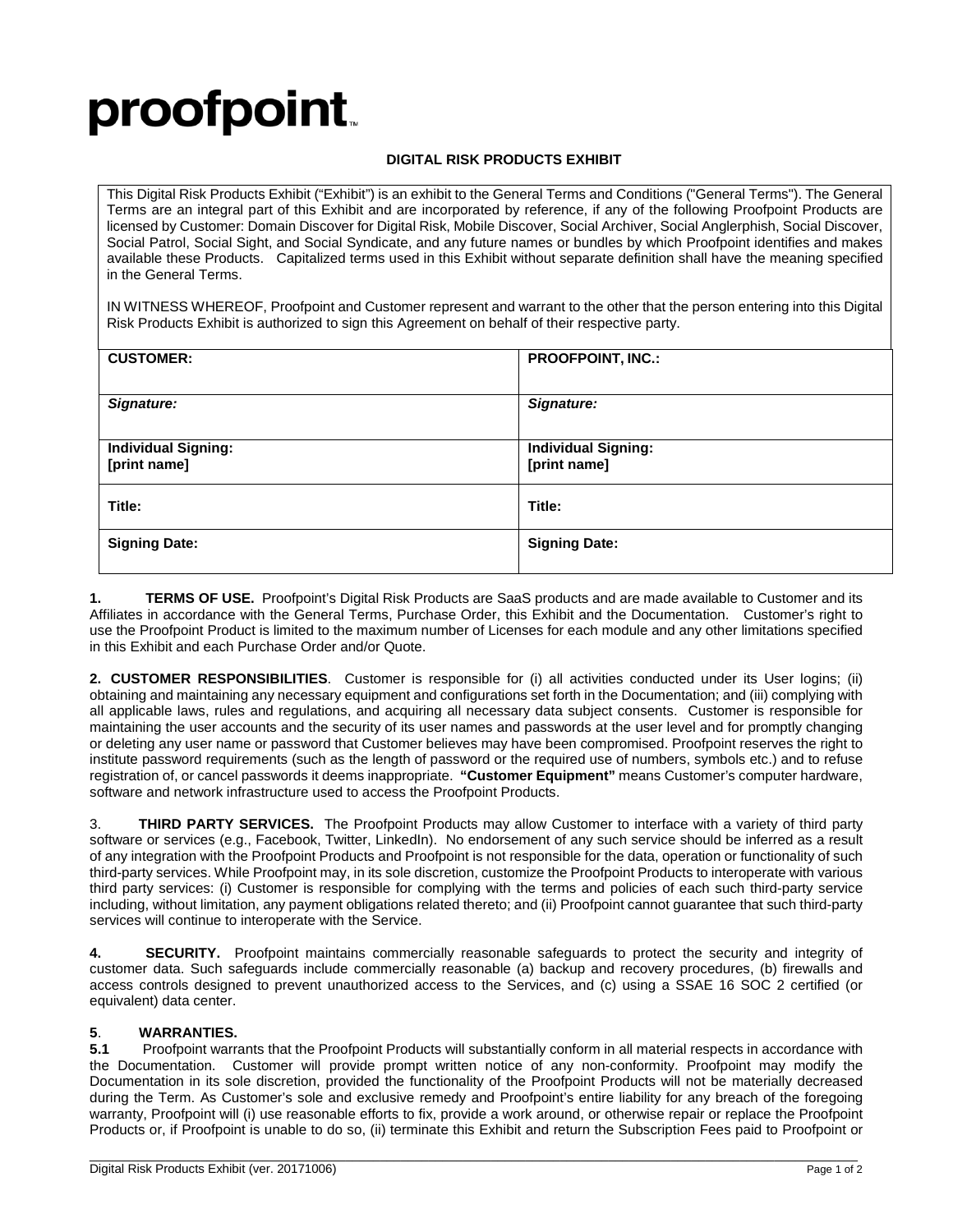**proofpoint.**

# DIGITAL RISK PRODUCTS EXHIBIT

This Digital Risk Products Exhibit ("Exhibit") is an exhibit to the General Terms and Conditions ("General Terms"). The General Terms are an integral part of this Exhibit and are incorporated by reference, if any of the following Proofpoint Products are licensed by Customer: Domain Discover for Digital Risk, Mobile Discover, Social Archiver, Social Anglerphish, Social Discover, Social Patrol, Social Sight, and Social Syndicate, and any future names or bundles by which Proofpoint identifies and makes available these Products. Capitalized terms used in this Exhibit without separate definition shall have the meaning specified in the General Terms.

IN WITNESS WHEREOF, Proofpoint and Customer represent and warrant to the other that the person entering into this Digital Risk Products Exhibit is authorized to sign this Agreement on behalf of their respective party.

| **CUSTOMER:** | **PROOFPOINT, INC.:** |
|---|---|
| ***Signature:*** | ***Signature:*** |
| **Individual Signing: [print name]** | **Individual Signing: [print name]** |
| **Title:** | **Title:** |
| **Signing Date:** | **Signing Date:** |

**1. TERMS OF USE.** Proofpoint's Digital Risk Products are SaaS products and are made available to Customer and its Affiliates in accordance with the General Terms, Purchase Order, this Exhibit and the Documentation. Customer's right to use the Proofpoint Product is limited to the maximum number of Licenses for each module and any other limitations specified in this Exhibit and each Purchase Order and/or Quote.

**2. CUSTOMER RESPONSIBILITIES**. Customer is responsible for (i) all activities conducted under its User logins; (ii) obtaining and maintaining any necessary equipment and configurations set forth in the Documentation; and (iii) complying with all applicable laws, rules and regulations, and acquiring all necessary data subject consents. Customer is responsible for maintaining the user accounts and the security of its user names and passwords at the user level and for promptly changing or deleting any user name or password that Customer believes may have been compromised. Proofpoint reserves the right to institute password requirements (such as the length of password or the required use of numbers, symbols etc.) and to refuse registration of, or cancel passwords it deems inappropriate. **"Customer Equipment"** means Customer's computer hardware, software and network infrastructure used to access the Proofpoint Products.

3. **THIRD PARTY SERVICES.** The Proofpoint Products may allow Customer to interface with a variety of third party software or services (e.g., Facebook, Twitter, LinkedIn). No endorsement of any such service should be inferred as a result of any integration with the Proofpoint Products and Proofpoint is not responsible for the data, operation or functionality of such third-party services. While Proofpoint may, in its sole discretion, customize the Proofpoint Products to interoperate with various third party services: (i) Customer is responsible for complying with the terms and policies of each such third-party service including, without limitation, any payment obligations related thereto; and (ii) Proofpoint cannot guarantee that such third-party services will continue to interoperate with the Service.

**4. SECURITY.** Proofpoint maintains commercially reasonable safeguards to protect the security and integrity of customer data. Such safeguards include commercially reasonable (a) backup and recovery procedures, (b) firewalls and access controls designed to prevent unauthorized access to the Services, and (c) using a SSAE 16 SOC 2 certified (or equivalent) data center.

**5**. **WARRANTIES.**

**5.1** Proofpoint warrants that the Proofpoint Products will substantially conform in all material respects in accordance with the Documentation. Customer will provide prompt written notice of any non-conformity. Proofpoint may modify the Documentation in its sole discretion, provided the functionality of the Proofpoint Products will not be materially decreased during the Term. As Customer's sole and exclusive remedy and Proofpoint's entire liability for any breach of the foregoing warranty, Proofpoint will (i) use reasonable efforts to fix, provide a work around, or otherwise repair or replace the Proofpoint Products or, if Proofpoint is unable to do so, (ii) terminate this Exhibit and return the Subscription Fees paid to Proofpoint or

Digital Risk Products Exhibit (ver. 20171006)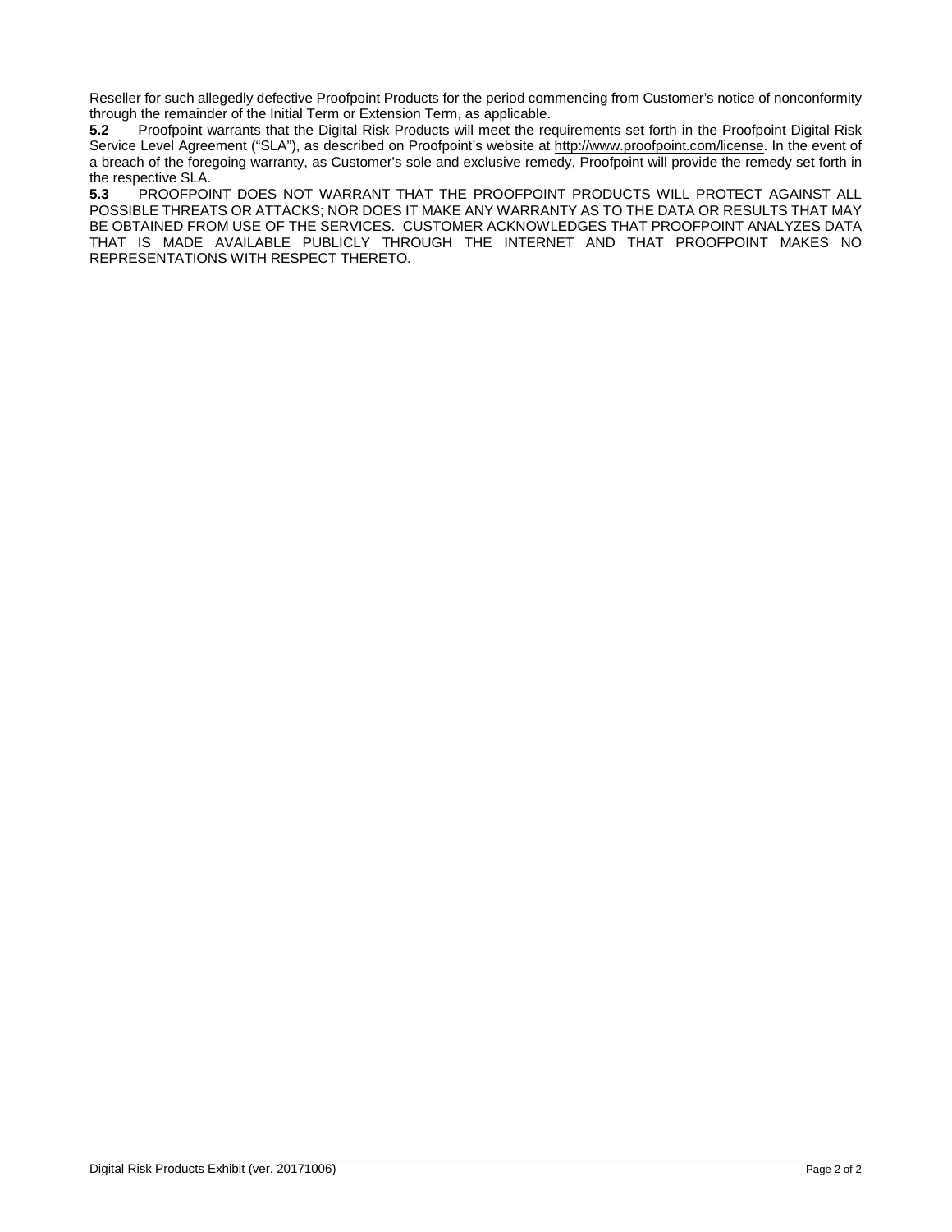Reseller for such allegedly defective Proofpoint Products for the period commencing from Customer's notice of nonconformity through the remainder of the Initial Term or Extension Term, as applicable.

**5.2** Proofpoint warrants that the Digital Risk Products will meet the requirements set forth in the Proofpoint Digital Risk Service Level Agreement ("SLA"), as described on Proofpoint's website at http://www.proofpoint.com/license. In the event of a breach of the foregoing warranty, as Customer's sole and exclusive remedy, Proofpoint will provide the remedy set forth in the respective SLA.

**5.3** PROOFPOINT DOES NOT WARRANT THAT THE PROOFPOINT PRODUCTS WILL PROTECT AGAINST ALL POSSIBLE THREATS OR ATTACKS; NOR DOES IT MAKE ANY WARRANTY AS TO THE DATA OR RESULTS THAT MAY BE OBTAINED FROM USE OF THE SERVICES. CUSTOMER ACKNOWLEDGES THAT PROOFPOINT ANALYZES DATA THAT IS MADE AVAILABLE PUBLICLY THROUGH THE INTERNET AND THAT PROOFPOINT MAKES NO REPRESENTATIONS WITH RESPECT THERETO.